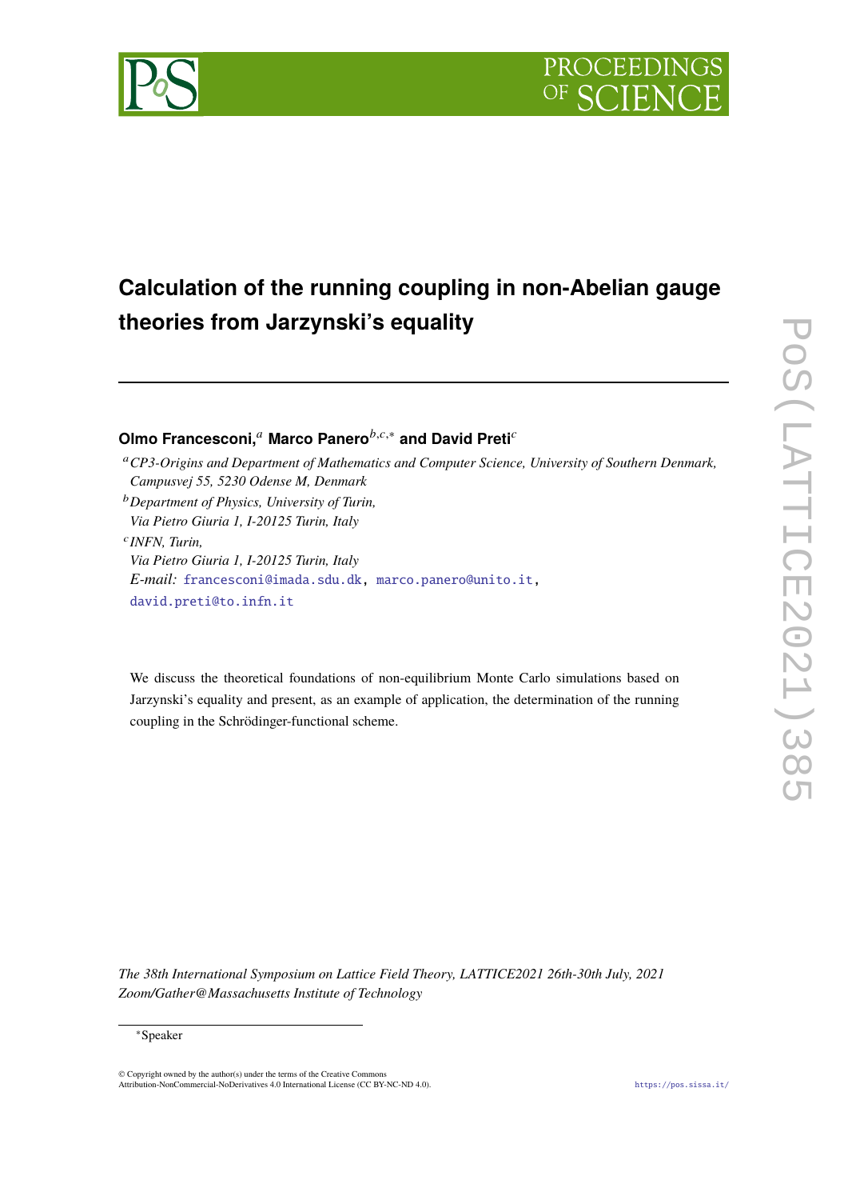# Calculation of the running coupling in non-Abelian gauge theories from Jarzynski's equality

**Olmo Francesconi,**[a] **Marco Panero**[b,c,*] **and David Preti**[c]

[a] *CP3-Origins and Department of Mathematics and Computer Science, University of Southern Denmark, Campusvej 55, 5230 Odense M, Denmark*

[b] *Department of Physics, University of Turin, Via Pietro Giuria 1, I-20125 Turin, Italy*

[c] *INFN, Turin, Via Pietro Giuria 1, I-20125 Turin, Italy*

*E-mail:* francesconi@imada.sdu.dk, marco.panero@unito.it, david.preti@to.infn.it

We discuss the theoretical foundations of non-equilibrium Monte Carlo simulations based on Jarzynski's equality and present, as an example of application, the determination of the running coupling in the Schrödinger-functional scheme.

*The 38th International Symposium on Lattice Field Theory, LATTICE2021 26th-30th July, 2021 Zoom/Gather@Massachusetts Institute of Technology*

[*] Speaker

© Copyright owned by the author(s) under the terms of the Creative Commons Attribution-NonCommercial-NoDerivatives 4.0 International License (CC BY-NC-ND 4.0).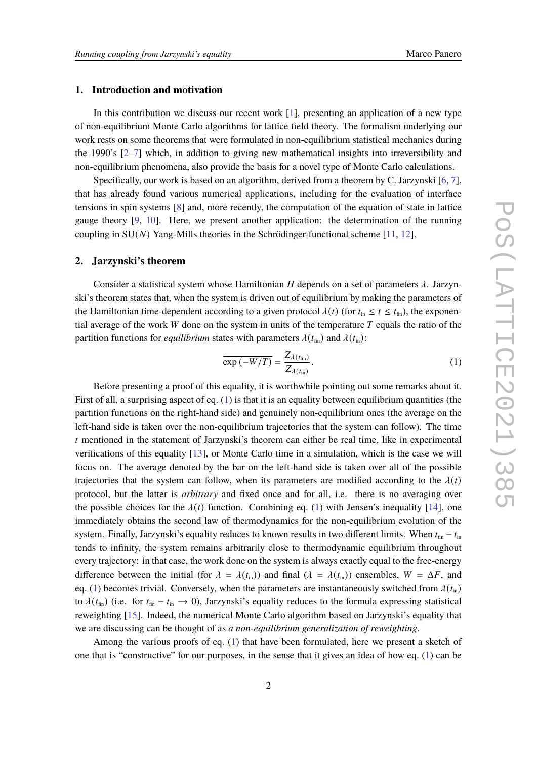## 1. Introduction and motivation

In this contribution we discuss our recent work [1], presenting an application of a new type of non-equilibrium Monte Carlo algorithms for lattice field theory. The formalism underlying our work rests on some theorems that were formulated in non-equilibrium statistical mechanics during the 1990's [2–7] which, in addition to giving new mathematical insights into irreversibility and non-equilibrium phenomena, also provide the basis for a novel type of Monte Carlo calculations.

Specifically, our work is based on an algorithm, derived from a theorem by C. Jarzynski [6, 7], that has already found various numerical applications, including for the evaluation of interface tensions in spin systems [8] and, more recently, the computation of the equation of state in lattice gauge theory [9, 10]. Here, we present another application: the determination of the running coupling in SU($N$) Yang-Mills theories in the Schrödinger-functional scheme [11, 12].

## 2. Jarzynski's theorem

Consider a statistical system whose Hamiltonian $H$ depends on a set of parameters $\lambda$. Jarzynski's theorem states that, when the system is driven out of equilibrium by making the parameters of the Hamiltonian time-dependent according to a given protocol $\lambda(t)$ (for $t_{\text{in}} \leq t \leq t_{\text{fin}}$), the exponential average of the work $W$ done on the system in units of the temperature $T$ equals the ratio of the partition functions for *equilibrium* states with parameters $\lambda(t_{\text{fin}})$ and $\lambda(t_{\text{in}})$:

$$\overline{\exp\left(-W/T\right)} = \frac{Z_{\lambda(t_{\text{fin}})}}{Z_{\lambda(t_{\text{in}})}}. \tag{1}$$

Before presenting a proof of this equality, it is worthwhile pointing out some remarks about it. First of all, a surprising aspect of eq. (1) is that it is an equality between equilibrium quantities (the partition functions on the right-hand side) and genuinely non-equilibrium ones (the average on the left-hand side is taken over the non-equilibrium trajectories that the system can follow). The time $t$ mentioned in the statement of Jarzynski's theorem can either be real time, like in experimental verifications of this equality [13], or Monte Carlo time in a simulation, which is the case we will focus on. The average denoted by the bar on the left-hand side is taken over all of the possible trajectories that the system can follow, when its parameters are modified according to the $\lambda(t)$ protocol, but the latter is *arbitrary* and fixed once and for all, i.e. there is no averaging over the possible choices for the $\lambda(t)$ function. Combining eq. (1) with Jensen's inequality [14], one immediately obtains the second law of thermodynamics for the non-equilibrium evolution of the system. Finally, Jarzynski's equality reduces to known results in two different limits. When $t_{\text{fin}} - t_{\text{in}}$ tends to infinity, the system remains arbitrarily close to thermodynamic equilibrium throughout every trajectory: in that case, the work done on the system is always exactly equal to the free-energy difference between the initial (for $\lambda = \lambda(t_{\text{in}})$) and final ($\lambda = \lambda(t_{\text{in}})$) ensembles, $W = \Delta F$, and eq. (1) becomes trivial. Conversely, when the parameters are instantaneously switched from $\lambda(t_{\text{in}})$ to $\lambda(t_{\text{fin}})$ (i.e. for $t_{\text{fin}} - t_{\text{in}} \to 0$), Jarzynski's equality reduces to the formula expressing statistical reweighting [15]. Indeed, the numerical Monte Carlo algorithm based on Jarzynski's equality that we are discussing can be thought of as *a non-equilibrium generalization of reweighting*.

Among the various proofs of eq. (1) that have been formulated, here we present a sketch of one that is "constructive" for our purposes, in the sense that it gives an idea of how eq. (1) can be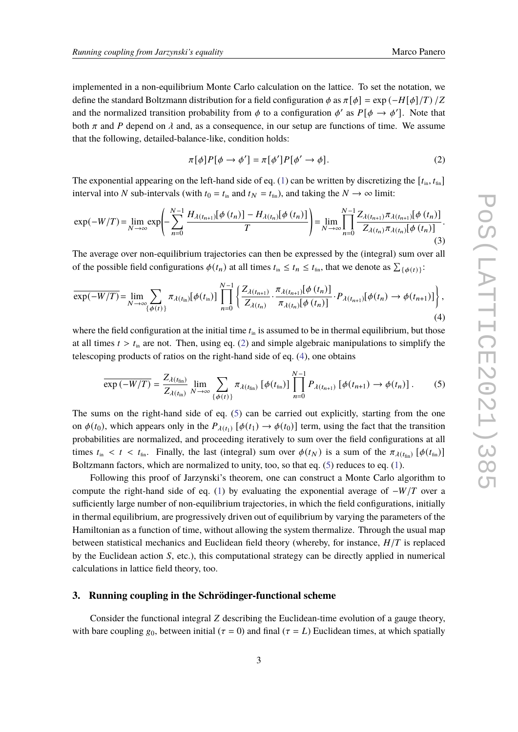implemented in a non-equilibrium Monte Carlo calculation on the lattice. To set the notation, we define the standard Boltzmann distribution for a field configuration $\phi$ as $\pi[\phi] = \exp(-H[\phi]/T)/Z$ and the normalized transition probability from $\phi$ to a configuration $\phi'$ as $P[\phi \to \phi']$. Note that both $\pi$ and $P$ depend on $\lambda$ and, as a consequence, in our setup are functions of time. We assume that the following, detailed-balance-like, condition holds:

$$\pi[\phi]P[\phi \to \phi'] = \pi[\phi']P[\phi' \to \phi]. \tag{2}$$

The exponential appearing on the left-hand side of eq. (1) can be written by discretizing the $[t_{\rm in}, t_{\rm fin}]$ interval into $N$ sub-intervals (with $t_0 = t_{\rm in}$ and $t_N = t_{\rm fin}$), and taking the $N \to \infty$ limit:

$$\exp(-W/T) = \lim_{N\to\infty} \exp\left( -\sum_{n=0}^{N-1} \frac{H_{\lambda(t_{n+1})}[\phi(t_n)] - H_{\lambda(t_n)}[\phi(t_n)]}{T} \right) = \lim_{N\to\infty} \prod_{n=0}^{N-1} \frac{Z_{\lambda(t_{n+1})}\pi_{\lambda(t_{n+1})}[\phi(t_n)]}{Z_{\lambda(t_n)}\pi_{\lambda(t_n)}[\phi(t_n)]}. \tag{3}$$

The average over non-equilibrium trajectories can then be expressed by the (integral) sum over all of the possible field configurations $\phi(t_n)$ at all times $t_{\rm in} \le t_n \le t_{\rm fin}$, that we denote as $\sum_{\{\phi(t)\}}$:

$$\overline{\exp(-W/T)} = \lim_{N\to\infty} \sum_{\{\phi(t)\}} \pi_{\lambda(t_{\rm in})}[\phi(t_{\rm in})] \prod_{n=0}^{N-1} \left\{ \frac{Z_{\lambda(t_{n+1})}}{Z_{\lambda(t_n)}} \cdot \frac{\pi_{\lambda(t_{n+1})}[\phi(t_n)]}{\pi_{\lambda(t_n)}[\phi(t_n)]} \cdot P_{\lambda(t_{n+1})}[\phi(t_n) \to \phi(t_{n+1})] \right\}, \tag{4}$$

where the field configuration at the initial time $t_{\rm in}$ is assumed to be in thermal equilibrium, but those at all times $t > t_{\rm in}$ are not. Then, using eq. (2) and simple algebraic manipulations to simplify the telescoping products of ratios on the right-hand side of eq. (4), one obtains

$$\overline{\exp(-W/T)} = \frac{Z_{\lambda(t_{\rm fin})}}{Z_{\lambda(t_{\rm in})}} \lim_{N\to\infty} \sum_{\{\phi(t)\}} \pi_{\lambda(t_{\rm fin})}[\phi(t_{\rm fin})] \prod_{n=0}^{N-1} P_{\lambda(t_{n+1})}[\phi(t_{n+1}) \to \phi(t_n)]. \tag{5}$$

The sums on the right-hand side of eq. (5) can be carried out explicitly, starting from the one on $\phi(t_0)$, which appears only in the $P_{\lambda(t_1)}[\phi(t_1) \to \phi(t_0)]$ term, using the fact that the transition probabilities are normalized, and proceeding iteratively to sum over the field configurations at all times $t_{\rm in} < t < t_{\rm fin}$. Finally, the last (integral) sum over $\phi(t_N)$ is a sum of the $\pi_{\lambda(t_{\rm fin})}[\phi(t_{\rm fin})]$ Boltzmann factors, which are normalized to unity, too, so that eq. (5) reduces to eq. (1).

Following this proof of Jarzynski's theorem, one can construct a Monte Carlo algorithm to compute the right-hand side of eq. (1) by evaluating the exponential average of $-W/T$ over a sufficiently large number of non-equilibrium trajectories, in which the field configurations, initially in thermal equilibrium, are progressively driven out of equilibrium by varying the parameters of the Hamiltonian as a function of time, without allowing the system thermalize. Through the usual map between statistical mechanics and Euclidean field theory (whereby, for instance, $H/T$ is replaced by the Euclidean action $S$, etc.), this computational strategy can be directly applied in numerical calculations in lattice field theory, too.

## 3. Running coupling in the Schrödinger-functional scheme

Consider the functional integral $Z$ describing the Euclidean-time evolution of a gauge theory, with bare coupling $g_0$, between initial ($\tau = 0$) and final ($\tau = L$) Euclidean times, at which spatially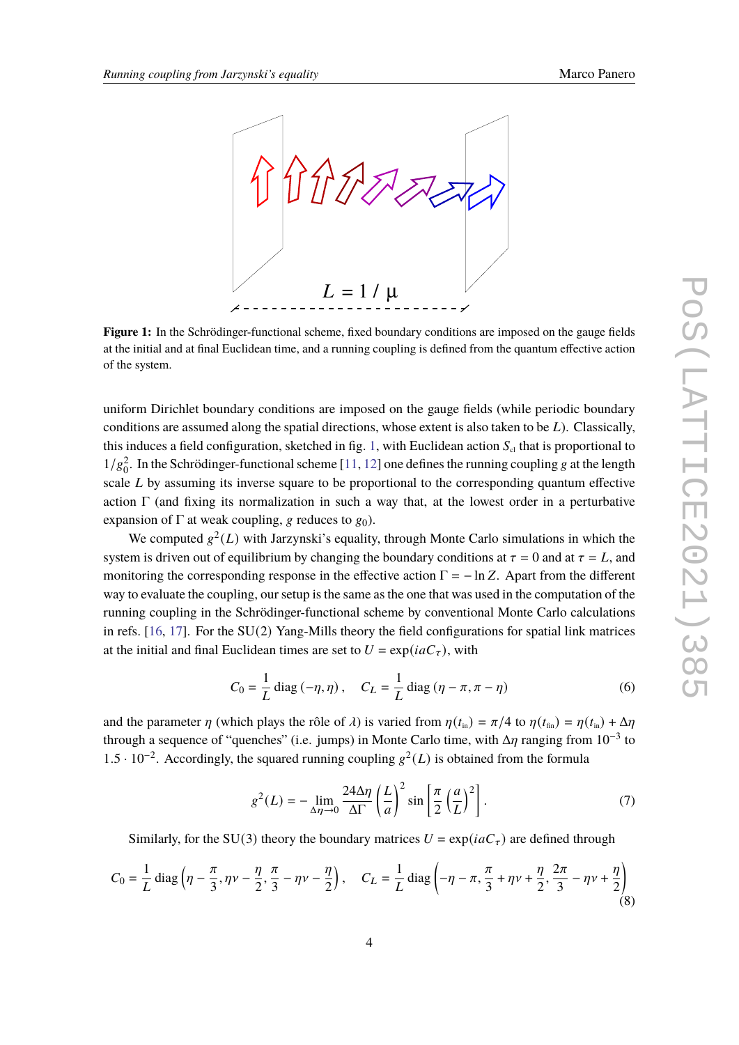**Figure 1:** In the Schrödinger-functional scheme, fixed boundary conditions are imposed on the gauge fields at the initial and at final Euclidean time, and a running coupling is defined from the quantum effective action of the system.

uniform Dirichlet boundary conditions are imposed on the gauge fields (while periodic boundary conditions are assumed along the spatial directions, whose extent is also taken to be $L$). Classically, this induces a field configuration, sketched in fig. 1, with Euclidean action $S_{\rm cl}$ that is proportional to $1/g_0^2$. In the Schrödinger-functional scheme [11, 12] one defines the running coupling $g$ at the length scale $L$ by assuming its inverse square to be proportional to the corresponding quantum effective action $\Gamma$ (and fixing its normalization in such a way that, at the lowest order in a perturbative expansion of $\Gamma$ at weak coupling, $g$ reduces to $g_0$).

We computed $g^2(L)$ with Jarzynski's equality, through Monte Carlo simulations in which the system is driven out of equilibrium by changing the boundary conditions at $\tau = 0$ and at $\tau = L$, and monitoring the corresponding response in the effective action $\Gamma = -\ln Z$. Apart from the different way to evaluate the coupling, our setup is the same as the one that was used in the computation of the running coupling in the Schrödinger-functional scheme by conventional Monte Carlo calculations in refs. [16, 17]. For the SU(2) Yang-Mills theory the field configurations for spatial link matrices at the initial and final Euclidean times are set to $U = \exp(iaC_\tau)$, with

$$C_0 = \frac{1}{L}\,\mathrm{diag}\,(-\eta, \eta)\,, \quad C_L = \frac{1}{L}\,\mathrm{diag}\,(\eta - \pi, \pi - \eta) \tag{6}$$

and the parameter $\eta$ (which plays the rôle of $\lambda$) is varied from $\eta(t_{\rm in}) = \pi/4$ to $\eta(t_{\rm fin}) = \eta(t_{\rm in}) + \Delta\eta$ through a sequence of "quenches" (i.e. jumps) in Monte Carlo time, with $\Delta\eta$ ranging from $10^{-3}$ to $1.5 \cdot 10^{-2}$. Accordingly, the squared running coupling $g^2(L)$ is obtained from the formula

$$g^2(L) = -\lim_{\Delta\eta \to 0} \frac{24\Delta\eta}{\Delta\Gamma}\left(\frac{L}{a}\right)^2 \sin\left[\frac{\pi}{2}\left(\frac{a}{L}\right)^2\right]. \tag{7}$$

Similarly, for the SU(3) theory the boundary matrices $U = \exp(iaC_\tau)$ are defined through

$$C_0 = \frac{1}{L}\,\mathrm{diag}\left(\eta - \frac{\pi}{3}, \eta\nu - \frac{\eta}{2}, \frac{\pi}{3} - \eta\nu - \frac{\eta}{2}\right), \quad C_L = \frac{1}{L}\,\mathrm{diag}\left(-\eta - \pi, \frac{\pi}{3} + \eta\nu + \frac{\eta}{2}, \frac{2\pi}{3} - \eta\nu + \frac{\eta}{2}\right) \tag{8}$$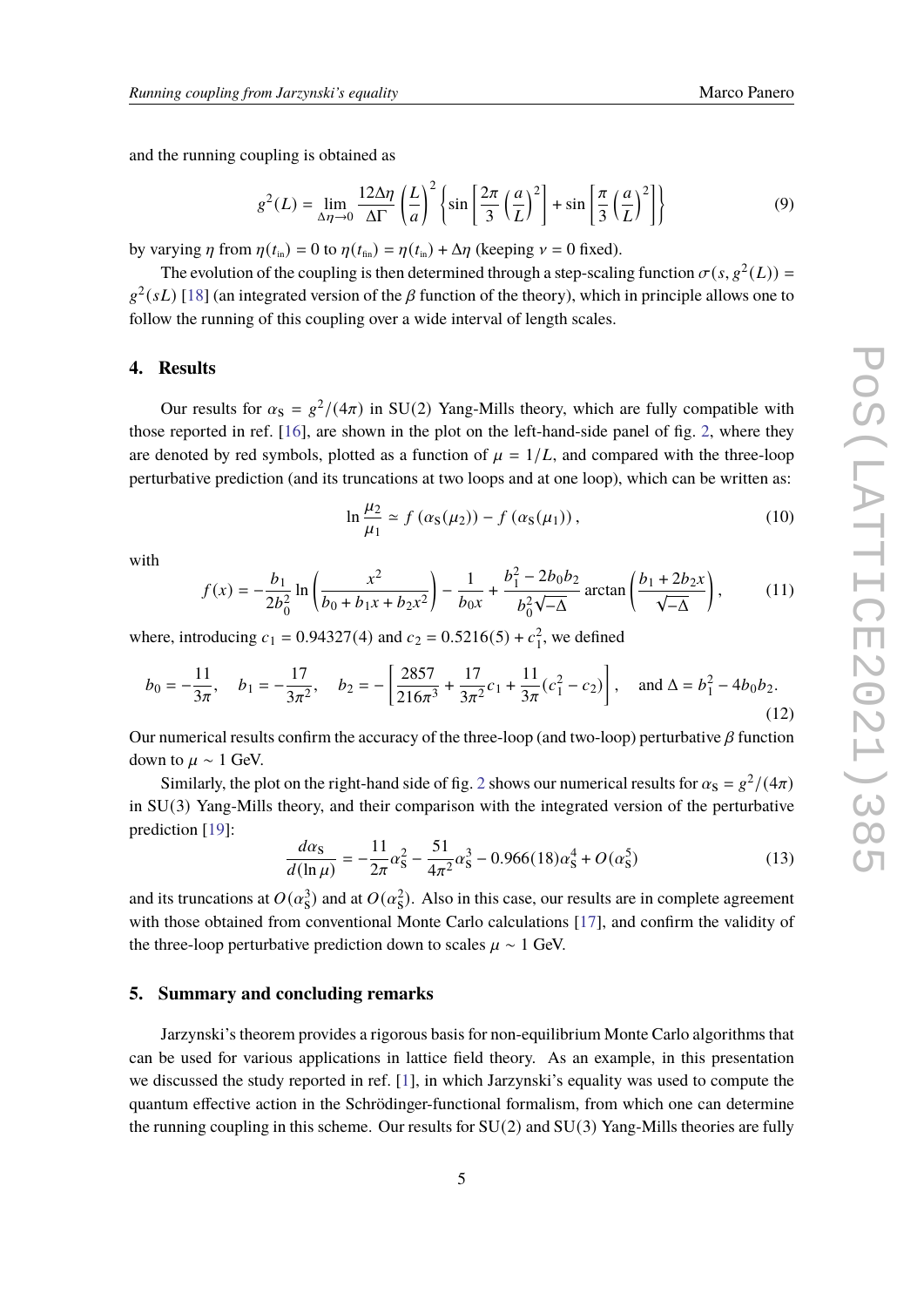and the running coupling is obtained as

$$g^2(L) = \lim_{\Delta\eta \to 0} \frac{12\Delta\eta}{\Delta\Gamma} \left(\frac{L}{a}\right)^2 \left\{ \sin\left[\frac{2\pi}{3}\left(\frac{a}{L}\right)^2\right] + \sin\left[\frac{\pi}{3}\left(\frac{a}{L}\right)^2\right] \right\} \tag{9}$$

by varying $\eta$ from $\eta(t_{\text{in}}) = 0$ to $\eta(t_{\text{fin}}) = \eta(t_{\text{in}}) + \Delta\eta$ (keeping $\nu = 0$ fixed).

The evolution of the coupling is then determined through a step-scaling function $\sigma(s, g^2(L)) = g^2(sL)$ [18] (an integrated version of the $\beta$ function of the theory), which in principle allows one to follow the running of this coupling over a wide interval of length scales.

## 4. Results

Our results for $\alpha_S = g^2/(4\pi)$ in SU(2) Yang-Mills theory, which are fully compatible with those reported in ref. [16], are shown in the plot on the left-hand-side panel of fig. 2, where they are denoted by red symbols, plotted as a function of $\mu = 1/L$, and compared with the three-loop perturbative prediction (and its truncations at two loops and at one loop), which can be written as:

$$\ln \frac{\mu_2}{\mu_1} \simeq f\left(\alpha_S(\mu_2)\right) - f\left(\alpha_S(\mu_1)\right), \tag{10}$$

with

$$f(x) = -\frac{b_1}{2b_0^2} \ln\left(\frac{x^2}{b_0 + b_1 x + b_2 x^2}\right) - \frac{1}{b_0 x} + \frac{b_1^2 - 2b_0 b_2}{b_0^2 \sqrt{-\Delta}} \arctan\left(\frac{b_1 + 2b_2 x}{\sqrt{-\Delta}}\right), \tag{11}$$

where, introducing $c_1 = 0.94327(4)$ and $c_2 = 0.5216(5) + c_1^2$, we defined

$$b_0 = -\frac{11}{3\pi}, \quad b_1 = -\frac{17}{3\pi^2}, \quad b_2 = -\left[\frac{2857}{216\pi^3} + \frac{17}{3\pi^2}c_1 + \frac{11}{3\pi}(c_1^2 - c_2)\right], \quad \text{and } \Delta = b_1^2 - 4b_0 b_2. \tag{12}$$

Our numerical results confirm the accuracy of the three-loop (and two-loop) perturbative $\beta$ function down to $\mu \sim 1$ GeV.

Similarly, the plot on the right-hand side of fig. 2 shows our numerical results for $\alpha_S = g^2/(4\pi)$ in SU(3) Yang-Mills theory, and their comparison with the integrated version of the perturbative prediction [19]:

$$\frac{d\alpha_S}{d(\ln\mu)} = -\frac{11}{2\pi}\alpha_S^2 - \frac{51}{4\pi^2}\alpha_S^3 - 0.966(18)\alpha_S^4 + O(\alpha_S^5) \tag{13}$$

and its truncations at $O(\alpha_S^3)$ and at $O(\alpha_S^2)$. Also in this case, our results are in complete agreement with those obtained from conventional Monte Carlo calculations [17], and confirm the validity of the three-loop perturbative prediction down to scales $\mu \sim 1$ GeV.

## 5. Summary and concluding remarks

Jarzynski's theorem provides a rigorous basis for non-equilibrium Monte Carlo algorithms that can be used for various applications in lattice field theory. As an example, in this presentation we discussed the study reported in ref. [1], in which Jarzynski's equality was used to compute the quantum effective action in the Schrödinger-functional formalism, from which one can determine the running coupling in this scheme. Our results for SU(2) and SU(3) Yang-Mills theories are fully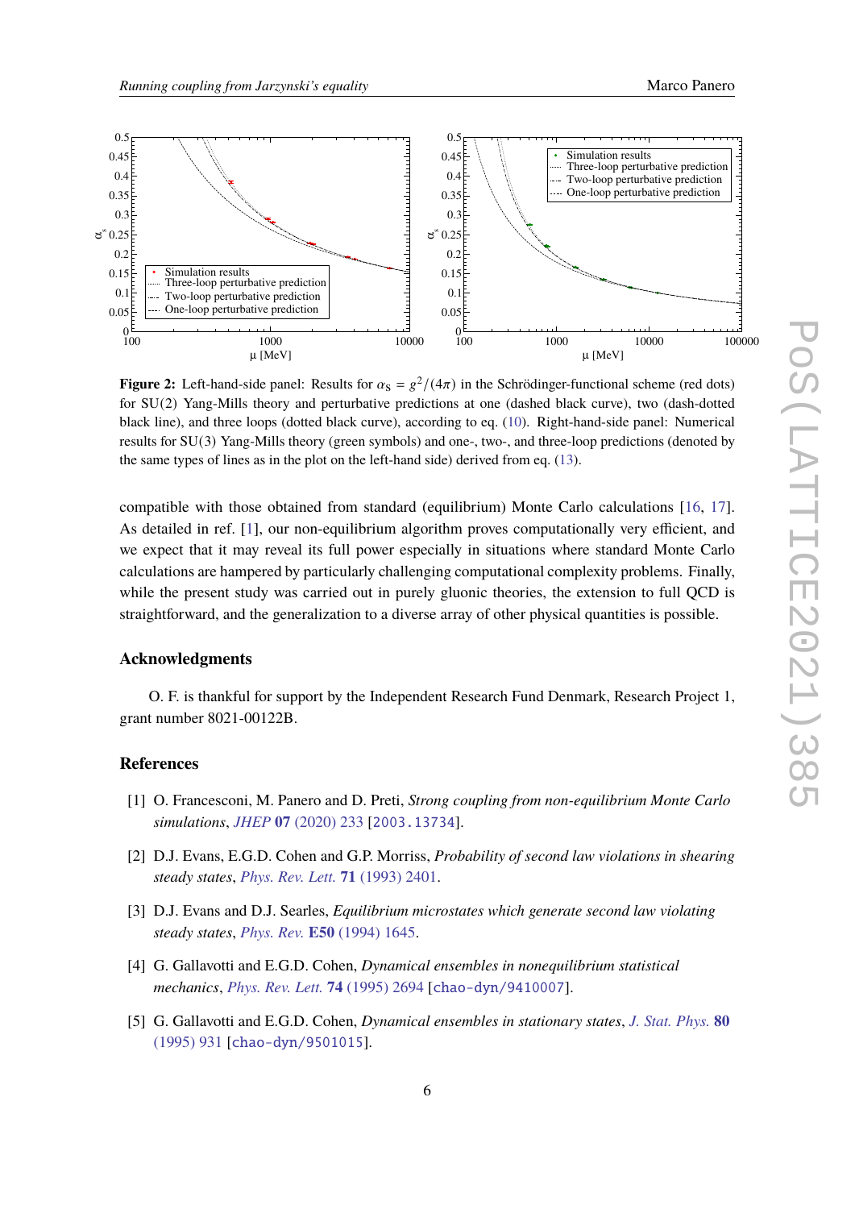**Figure 2:** Left-hand-side panel: Results for $\alpha_\mathrm{S} = g^2/(4\pi)$ in the Schrödinger-functional scheme (red dots) for SU(2) Yang-Mills theory and perturbative predictions at one (dashed black curve), two (dash-dotted black line), and three loops (dotted black curve), according to eq. (10). Right-hand-side panel: Numerical results for SU(3) Yang-Mills theory (green symbols) and one-, two-, and three-loop predictions (denoted by the same types of lines as in the plot on the left-hand side) derived from eq. (13).

compatible with those obtained from standard (equilibrium) Monte Carlo calculations [16, 17]. As detailed in ref. [1], our non-equilibrium algorithm proves computationally very efficient, and we expect that it may reveal its full power especially in situations where standard Monte Carlo calculations are hampered by particularly challenging computational complexity problems. Finally, while the present study was carried out in purely gluonic theories, the extension to full QCD is straightforward, and the generalization to a diverse array of other physical quantities is possible.

## Acknowledgments

O. F. is thankful for support by the Independent Research Fund Denmark, Research Project 1, grant number 8021-00122B.

## References

[1] O. Francesconi, M. Panero and D. Preti, *Strong coupling from non-equilibrium Monte Carlo simulations*, *JHEP* **07** (2020) 233 [2003.13734].

[2] D.J. Evans, E.G.D. Cohen and G.P. Morriss, *Probability of second law violations in shearing steady states*, *Phys. Rev. Lett.* **71** (1993) 2401.

[3] D.J. Evans and D.J. Searles, *Equilibrium microstates which generate second law violating steady states*, *Phys. Rev.* **E50** (1994) 1645.

[4] G. Gallavotti and E.G.D. Cohen, *Dynamical ensembles in nonequilibrium statistical mechanics*, *Phys. Rev. Lett.* **74** (1995) 2694 [chao-dyn/9410007].

[5] G. Gallavotti and E.G.D. Cohen, *Dynamical ensembles in stationary states*, *J. Stat. Phys.* **80** (1995) 931 [chao-dyn/9501015].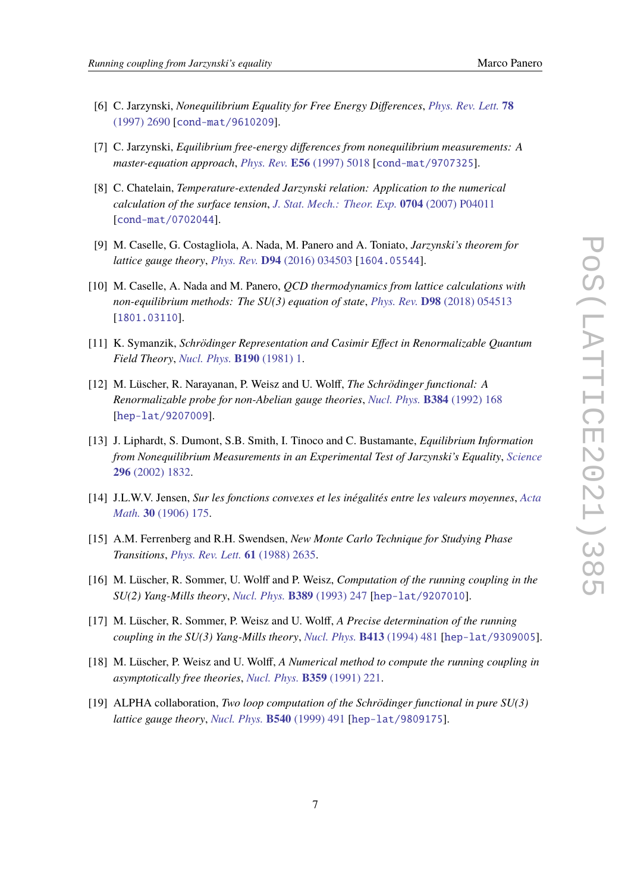[6] C. Jarzynski, *Nonequilibrium Equality for Free Energy Differences*, Phys. Rev. Lett. **78** (1997) 2690 [cond-mat/9610209].

[7] C. Jarzynski, *Equilibrium free-energy differences from nonequilibrium measurements: A master-equation approach*, Phys. Rev. **E56** (1997) 5018 [cond-mat/9707325].

[8] C. Chatelain, *Temperature-extended Jarzynski relation: Application to the numerical calculation of the surface tension*, J. Stat. Mech.: Theor. Exp. **0704** (2007) P04011 [cond-mat/0702044].

[9] M. Caselle, G. Costagliola, A. Nada, M. Panero and A. Toniato, *Jarzynski's theorem for lattice gauge theory*, Phys. Rev. **D94** (2016) 034503 [1604.05544].

[10] M. Caselle, A. Nada and M. Panero, *QCD thermodynamics from lattice calculations with non-equilibrium methods: The SU(3) equation of state*, Phys. Rev. **D98** (2018) 054513 [1801.03110].

[11] K. Symanzik, *Schrödinger Representation and Casimir Effect in Renormalizable Quantum Field Theory*, Nucl. Phys. **B190** (1981) 1.

[12] M. Lüscher, R. Narayanan, P. Weisz and U. Wolff, *The Schrödinger functional: A Renormalizable probe for non-Abelian gauge theories*, Nucl. Phys. **B384** (1992) 168 [hep-lat/9207009].

[13] J. Liphardt, S. Dumont, S.B. Smith, I. Tinoco and C. Bustamante, *Equilibrium Information from Nonequilibrium Measurements in an Experimental Test of Jarzynski's Equality*, Science **296** (2002) 1832.

[14] J.L.W.V. Jensen, *Sur les fonctions convexes et les inégalités entre les valeurs moyennes*, Acta Math. **30** (1906) 175.

[15] A.M. Ferrenberg and R.H. Swendsen, *New Monte Carlo Technique for Studying Phase Transitions*, Phys. Rev. Lett. **61** (1988) 2635.

[16] M. Lüscher, R. Sommer, U. Wolff and P. Weisz, *Computation of the running coupling in the SU(2) Yang-Mills theory*, Nucl. Phys. **B389** (1993) 247 [hep-lat/9207010].

[17] M. Lüscher, R. Sommer, P. Weisz and U. Wolff, *A Precise determination of the running coupling in the SU(3) Yang-Mills theory*, Nucl. Phys. **B413** (1994) 481 [hep-lat/9309005].

[18] M. Lüscher, P. Weisz and U. Wolff, *A Numerical method to compute the running coupling in asymptotically free theories*, Nucl. Phys. **B359** (1991) 221.

[19] ALPHA collaboration, *Two loop computation of the Schrödinger functional in pure SU(3) lattice gauge theory*, Nucl. Phys. **B540** (1999) 491 [hep-lat/9809175].